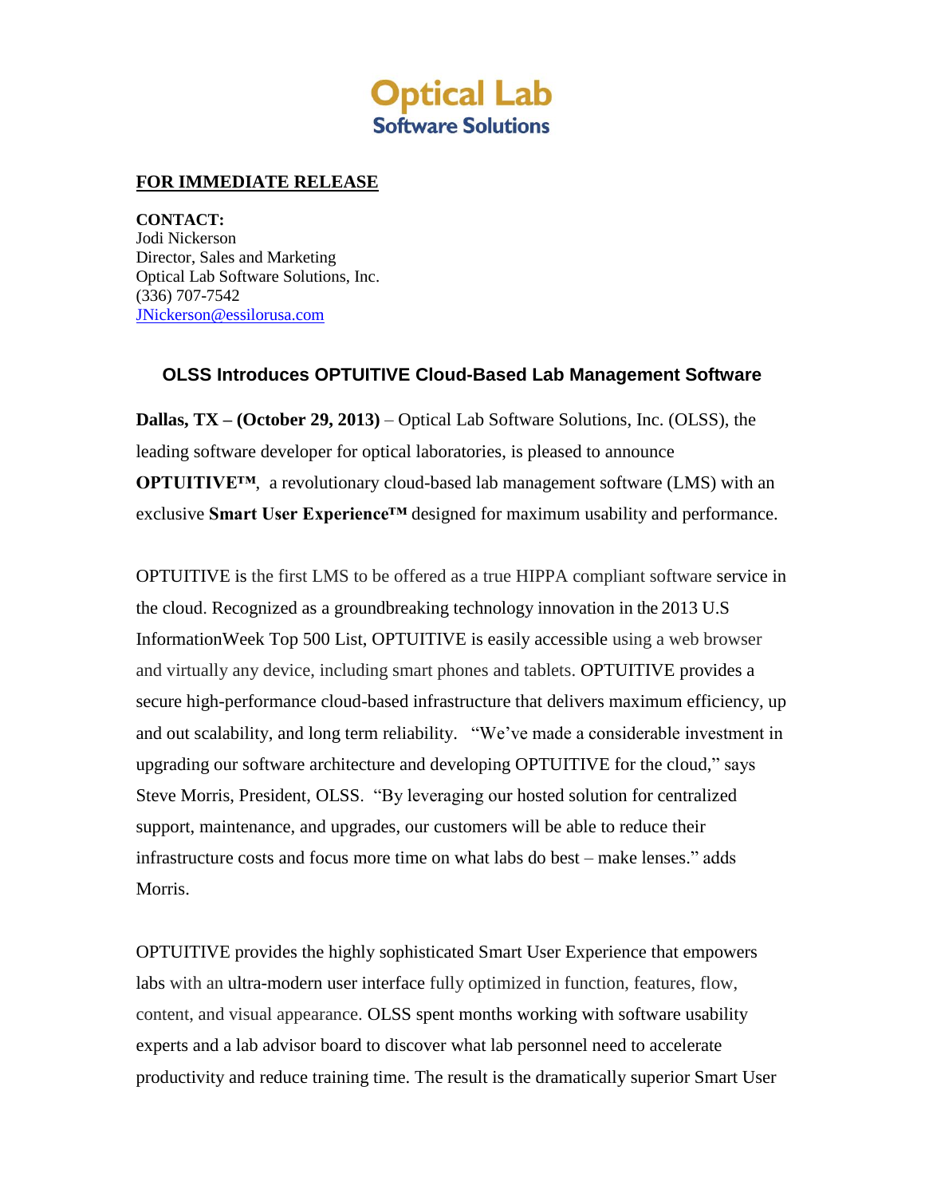**Optical Lab**
**Software Solutions**

**FOR IMMEDIATE RELEASE**

**CONTACT:**
Jodi Nickerson
Director, Sales and Marketing
Optical Lab Software Solutions, Inc.
(336) 707-7542
JNickerson@essilorusa.com

### OLSS Introduces OPTUITIVE Cloud-Based Lab Management Software

**Dallas, TX – (October 29, 2013)** – Optical Lab Software Solutions, Inc. (OLSS), the leading software developer for optical laboratories, is pleased to announce **OPTUITIVE™**, a revolutionary cloud-based lab management software (LMS) with an exclusive **Smart User Experience™** designed for maximum usability and performance.

OPTUITIVE is the first LMS to be offered as a true HIPPA compliant software service in the cloud. Recognized as a groundbreaking technology innovation in the 2013 U.S InformationWeek Top 500 List, OPTUITIVE is easily accessible using a web browser and virtually any device, including smart phones and tablets. OPTUITIVE provides a secure high-performance cloud-based infrastructure that delivers maximum efficiency, up and out scalability, and long term reliability. "We've made a considerable investment in upgrading our software architecture and developing OPTUITIVE for the cloud," says Steve Morris, President, OLSS. "By leveraging our hosted solution for centralized support, maintenance, and upgrades, our customers will be able to reduce their infrastructure costs and focus more time on what labs do best – make lenses." adds Morris.

OPTUITIVE provides the highly sophisticated Smart User Experience that empowers labs with an ultra-modern user interface fully optimized in function, features, flow, content, and visual appearance. OLSS spent months working with software usability experts and a lab advisor board to discover what lab personnel need to accelerate productivity and reduce training time. The result is the dramatically superior Smart User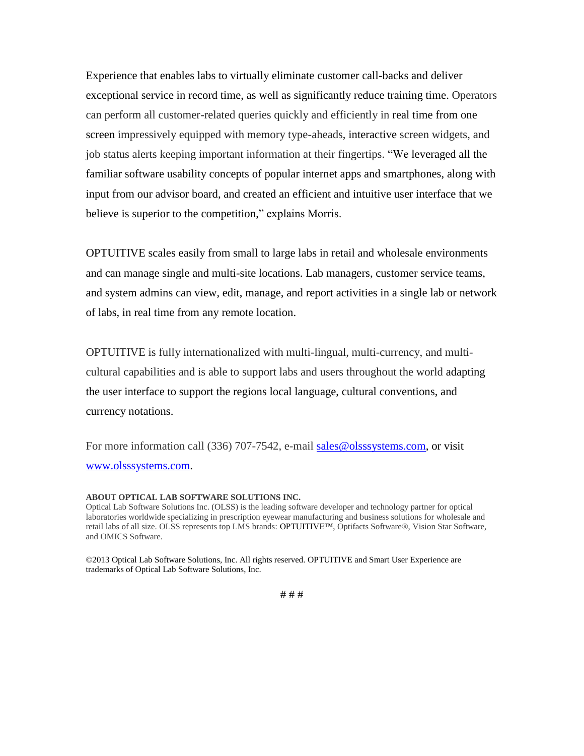Experience that enables labs to virtually eliminate customer call-backs and deliver exceptional service in record time, as well as significantly reduce training time. Operators can perform all customer-related queries quickly and efficiently in real time from one screen impressively equipped with memory type-aheads, interactive screen widgets, and job status alerts keeping important information at their fingertips. "We leveraged all the familiar software usability concepts of popular internet apps and smartphones, along with input from our advisor board, and created an efficient and intuitive user interface that we believe is superior to the competition," explains Morris.

OPTUITIVE scales easily from small to large labs in retail and wholesale environments and can manage single and multi-site locations. Lab managers, customer service teams, and system admins can view, edit, manage, and report activities in a single lab or network of labs, in real time from any remote location.

OPTUITIVE is fully internationalized with multi-lingual, multi-currency, and multi-cultural capabilities and is able to support labs and users throughout the world adapting the user interface to support the regions local language, cultural conventions, and currency notations.

For more information call (336) 707-7542, e-mail sales@olsssystems.com, or visit www.olsssystems.com.

**ABOUT OPTICAL LAB SOFTWARE SOLUTIONS INC.**

Optical Lab Software Solutions Inc. (OLSS) is the leading software developer and technology partner for optical laboratories worldwide specializing in prescription eyewear manufacturing and business solutions for wholesale and retail labs of all size. OLSS represents top LMS brands: OPTUITIVE™, Optifacts Software®, Vision Star Software, and OMICS Software.

©2013 Optical Lab Software Solutions, Inc. All rights reserved. OPTUITIVE and Smart User Experience are trademarks of Optical Lab Software Solutions, Inc.

# # #